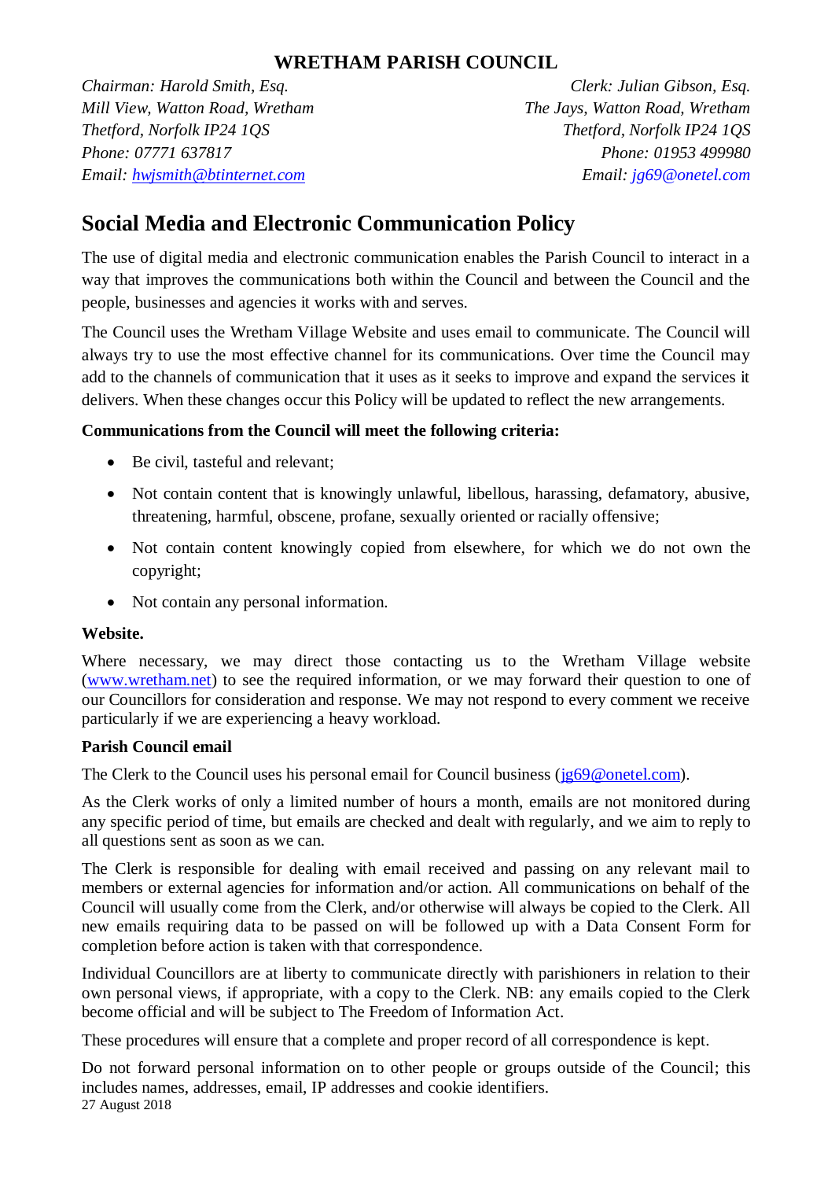# WRETHAM PARISH COUNCIL

*Chairman: Harold Smith, Esq.*
*Mill View, Watton Road, Wretham*
*Thetford, Norfolk IP24 1QS*
*Phone: 07771 637817*
*Email: hwjsmith@btinternet.com*

*Clerk: Julian Gibson, Esq.*
*The Jays, Watton Road, Wretham*
*Thetford, Norfolk IP24 1QS*
*Phone: 01953 499980*
*Email: jg69@onetel.com*

## Social Media and Electronic Communication Policy

The use of digital media and electronic communication enables the Parish Council to interact in a way that improves the communications both within the Council and between the Council and the people, businesses and agencies it works with and serves.

The Council uses the Wretham Village Website and uses email to communicate. The Council will always try to use the most effective channel for its communications. Over time the Council may add to the channels of communication that it uses as it seeks to improve and expand the services it delivers. When these changes occur this Policy will be updated to reflect the new arrangements.

**Communications from the Council will meet the following criteria:**

- Be civil, tasteful and relevant;
- Not contain content that is knowingly unlawful, libellous, harassing, defamatory, abusive, threatening, harmful, obscene, profane, sexually oriented or racially offensive;
- Not contain content knowingly copied from elsewhere, for which we do not own the copyright;
- Not contain any personal information.

**Website.**

Where necessary, we may direct those contacting us to the Wretham Village website (www.wretham.net) to see the required information, or we may forward their question to one of our Councillors for consideration and response. We may not respond to every comment we receive particularly if we are experiencing a heavy workload.

**Parish Council email**

The Clerk to the Council uses his personal email for Council business (jg69@onetel.com).

As the Clerk works of only a limited number of hours a month, emails are not monitored during any specific period of time, but emails are checked and dealt with regularly, and we aim to reply to all questions sent as soon as we can.

The Clerk is responsible for dealing with email received and passing on any relevant mail to members or external agencies for information and/or action. All communications on behalf of the Council will usually come from the Clerk, and/or otherwise will always be copied to the Clerk. All new emails requiring data to be passed on will be followed up with a Data Consent Form for completion before action is taken with that correspondence.

Individual Councillors are at liberty to communicate directly with parishioners in relation to their own personal views, if appropriate, with a copy to the Clerk. NB: any emails copied to the Clerk become official and will be subject to The Freedom of Information Act.

These procedures will ensure that a complete and proper record of all correspondence is kept.

Do not forward personal information on to other people or groups outside of the Council; this includes names, addresses, email, IP addresses and cookie identifiers.

27 August 2018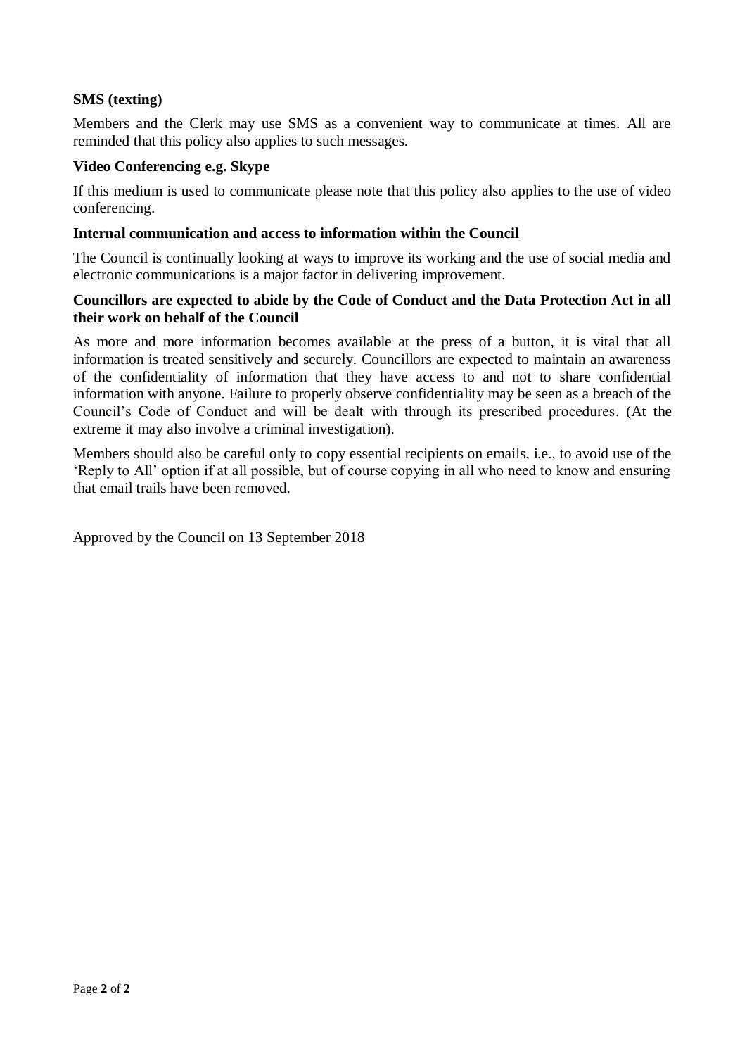**SMS (texting)**

Members and the Clerk may use SMS as a convenient way to communicate at times. All are reminded that this policy also applies to such messages.

**Video Conferencing e.g. Skype**

If this medium is used to communicate please note that this policy also applies to the use of video conferencing.

**Internal communication and access to information within the Council**

The Council is continually looking at ways to improve its working and the use of social media and electronic communications is a major factor in delivering improvement.

**Councillors are expected to abide by the Code of Conduct and the Data Protection Act in all their work on behalf of the Council**

As more and more information becomes available at the press of a button, it is vital that all information is treated sensitively and securely. Councillors are expected to maintain an awareness of the confidentiality of information that they have access to and not to share confidential information with anyone. Failure to properly observe confidentiality may be seen as a breach of the Council's Code of Conduct and will be dealt with through its prescribed procedures. (At the extreme it may also involve a criminal investigation).

Members should also be careful only to copy essential recipients on emails, i.e., to avoid use of the 'Reply to All' option if at all possible, but of course copying in all who need to know and ensuring that email trails have been removed.

Approved by the Council on 13 September 2018